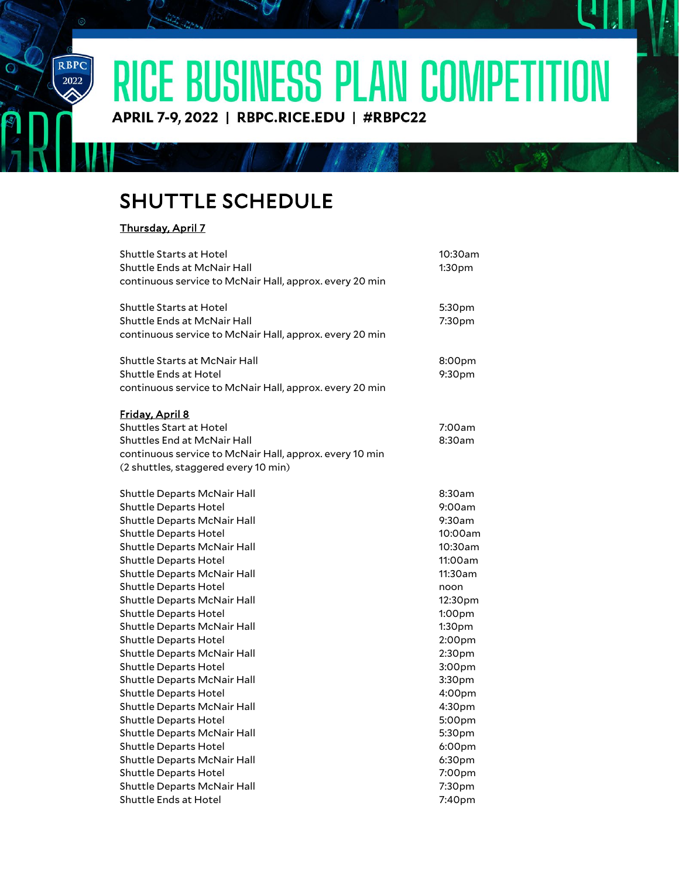# RICE BUSINESS PLAN COMPETITION

**APRIL 7-9, 2022 | RBPC.RICE.EDU | #RBPC22**

## SHUTTLE SCHEDULE

**Thursday, April 7**

| | |
|---|---|
| Shuttle Starts at Hotel | 10:30am |
| Shuttle Ends at McNair Hall | 1:30pm |
| continuous service to McNair Hall, approx. every 20 min | |
| | |
| Shuttle Starts at Hotel | 5:30pm |
| Shuttle Ends at McNair Hall | 7:30pm |
| continuous service to McNair Hall, approx. every 20 min | |
| | |
| Shuttle Starts at McNair Hall | 8:00pm |
| Shuttle Ends at Hotel | 9:30pm |
| continuous service to McNair Hall, approx. every 20 min | |

**Friday, April 8**

| | |
|---|---|
| Shuttles Start at Hotel | 7:00am |
| Shuttles End at McNair Hall | 8:30am |
| continuous service to McNair Hall, approx. every 10 min (2 shuttles, staggered every 10 min) | |
| | |
| Shuttle Departs McNair Hall | 8:30am |
| Shuttle Departs Hotel | 9:00am |
| Shuttle Departs McNair Hall | 9:30am |
| Shuttle Departs Hotel | 10:00am |
| Shuttle Departs McNair Hall | 10:30am |
| Shuttle Departs Hotel | 11:00am |
| Shuttle Departs McNair Hall | 11:30am |
| Shuttle Departs Hotel | noon |
| Shuttle Departs McNair Hall | 12:30pm |
| Shuttle Departs Hotel | 1:00pm |
| Shuttle Departs McNair Hall | 1:30pm |
| Shuttle Departs Hotel | 2:00pm |
| Shuttle Departs McNair Hall | 2:30pm |
| Shuttle Departs Hotel | 3:00pm |
| Shuttle Departs McNair Hall | 3:30pm |
| Shuttle Departs Hotel | 4:00pm |
| Shuttle Departs McNair Hall | 4:30pm |
| Shuttle Departs Hotel | 5:00pm |
| Shuttle Departs McNair Hall | 5:30pm |
| Shuttle Departs Hotel | 6:00pm |
| Shuttle Departs McNair Hall | 6:30pm |
| Shuttle Departs Hotel | 7:00pm |
| Shuttle Departs McNair Hall | 7:30pm |
| Shuttle Ends at Hotel | 7:40pm |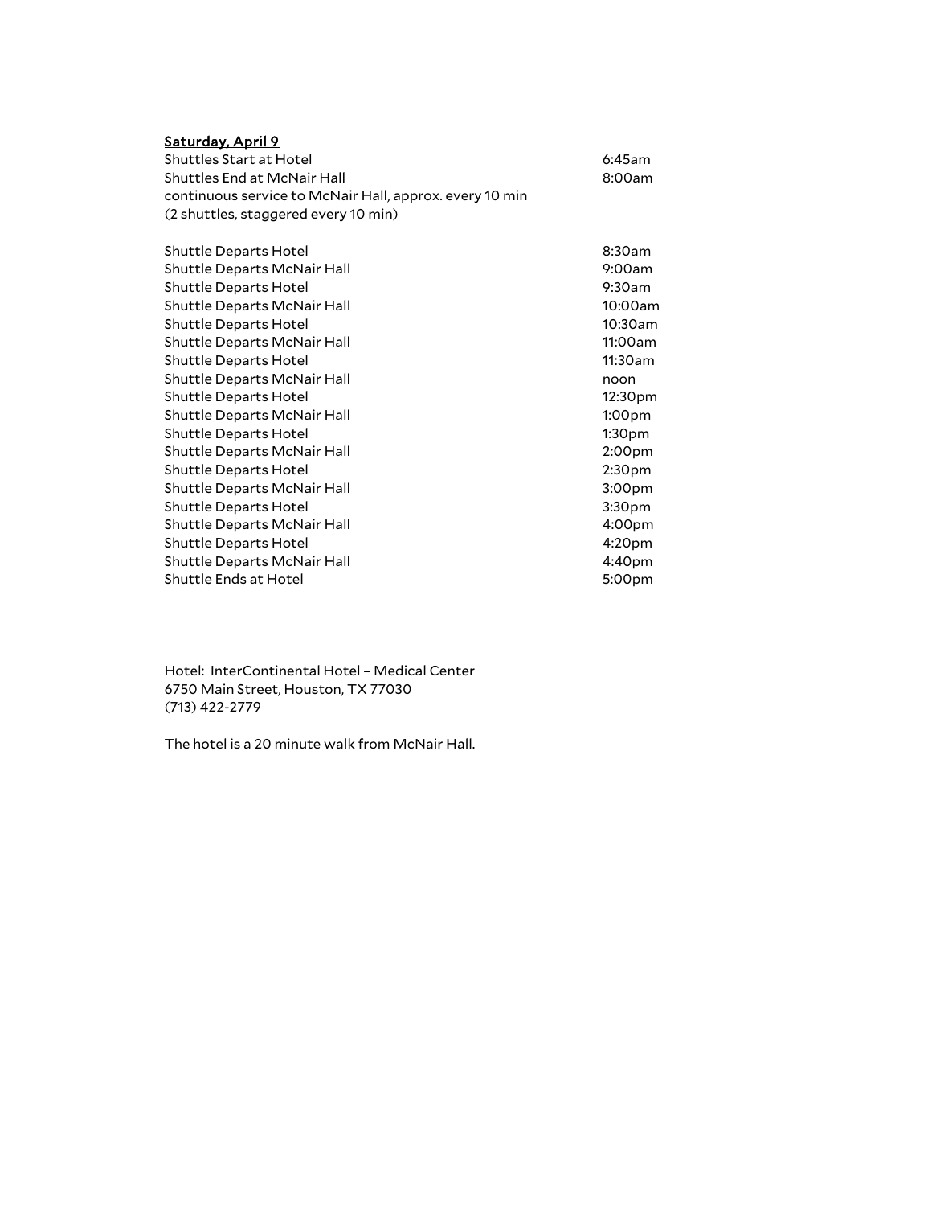**Saturday, April 9**

| | |
|---|---|
| Shuttles Start at Hotel | 6:45am |
| Shuttles End at McNair Hall | 8:00am |
| continuous service to McNair Hall, approx. every 10 min (2 shuttles, staggered every 10 min) | |
| | |
| Shuttle Departs Hotel | 8:30am |
| Shuttle Departs McNair Hall | 9:00am |
| Shuttle Departs Hotel | 9:30am |
| Shuttle Departs McNair Hall | 10:00am |
| Shuttle Departs Hotel | 10:30am |
| Shuttle Departs McNair Hall | 11:00am |
| Shuttle Departs Hotel | 11:30am |
| Shuttle Departs McNair Hall | noon |
| Shuttle Departs Hotel | 12:30pm |
| Shuttle Departs McNair Hall | 1:00pm |
| Shuttle Departs Hotel | 1:30pm |
| Shuttle Departs McNair Hall | 2:00pm |
| Shuttle Departs Hotel | 2:30pm |
| Shuttle Departs McNair Hall | 3:00pm |
| Shuttle Departs Hotel | 3:30pm |
| Shuttle Departs McNair Hall | 4:00pm |
| Shuttle Departs Hotel | 4:20pm |
| Shuttle Departs McNair Hall | 4:40pm |
| Shuttle Ends at Hotel | 5:00pm |

Hotel: InterContinental Hotel – Medical Center
6750 Main Street, Houston, TX 77030
(713) 422-2779

The hotel is a 20 minute walk from McNair Hall.